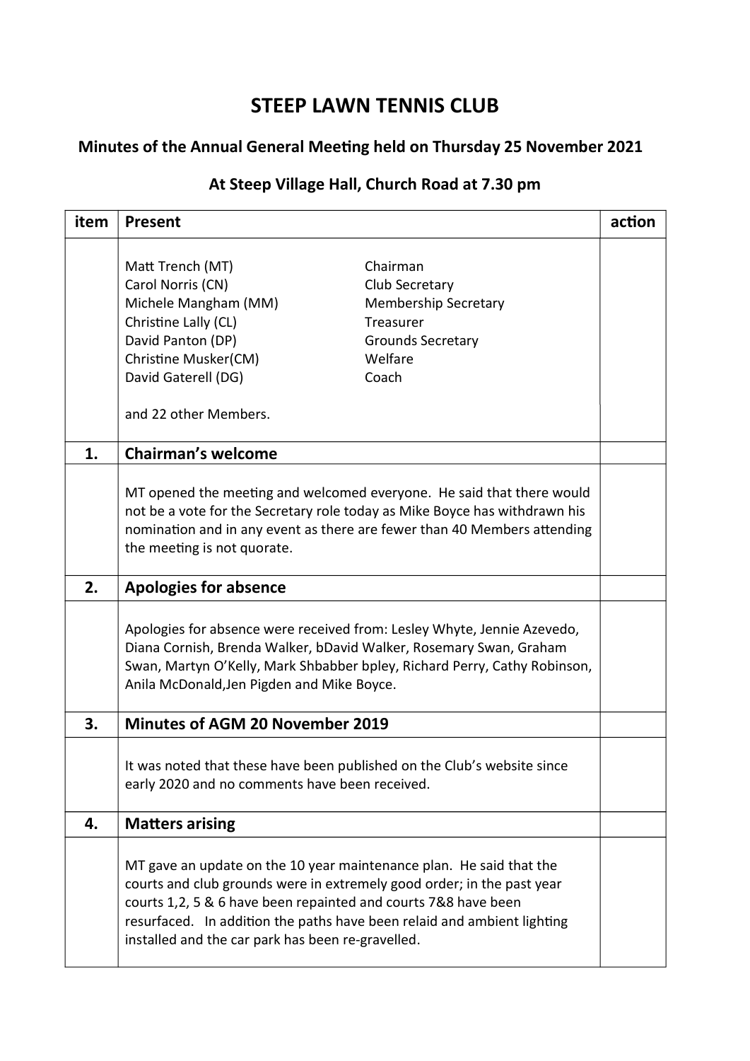# STEEP LAWN TENNIS CLUB

## Minutes of the Annual General Meeting held on Thursday 25 November 2021

### At Steep Village Hall, Church Road at 7.30 pm

| item | Present | action |
|---|---|---|
| | Matt Trench (MT) — Chairman<br>Carol Norris (CN) — Club Secretary<br>Michele Mangham (MM) — Membership Secretary<br>Christine Lally (CL) — Treasurer<br>David Panton (DP) — Grounds Secretary<br>Christine Musker(CM) — Welfare<br>David Gaterell (DG) — Coach<br><br>and 22 other Members. | |
| **1.** | **Chairman's welcome** | |
| | MT opened the meeting and welcomed everyone. He said that there would not be a vote for the Secretary role today as Mike Boyce has withdrawn his nomination and in any event as there are fewer than 40 Members attending the meeting is not quorate. | |
| **2.** | **Apologies for absence** | |
| | Apologies for absence were received from: Lesley Whyte, Jennie Azevedo, Diana Cornish, Brenda Walker, bDavid Walker, Rosemary Swan, Graham Swan, Martyn O'Kelly, Mark Shbabber bpley, Richard Perry, Cathy Robinson, Anila McDonald,Jen Pigden and Mike Boyce. | |
| **3.** | **Minutes of AGM 20 November 2019** | |
| | It was noted that these have been published on the Club's website since early 2020 and no comments have been received. | |
| **4.** | **Matters arising** | |
| | MT gave an update on the 10 year maintenance plan. He said that the courts and club grounds were in extremely good order; in the past year courts 1,2, 5 & 6 have been repainted and courts 7&8 have been resurfaced. In addition the paths have been relaid and ambient lighting installed and the car park has been re-gravelled. | |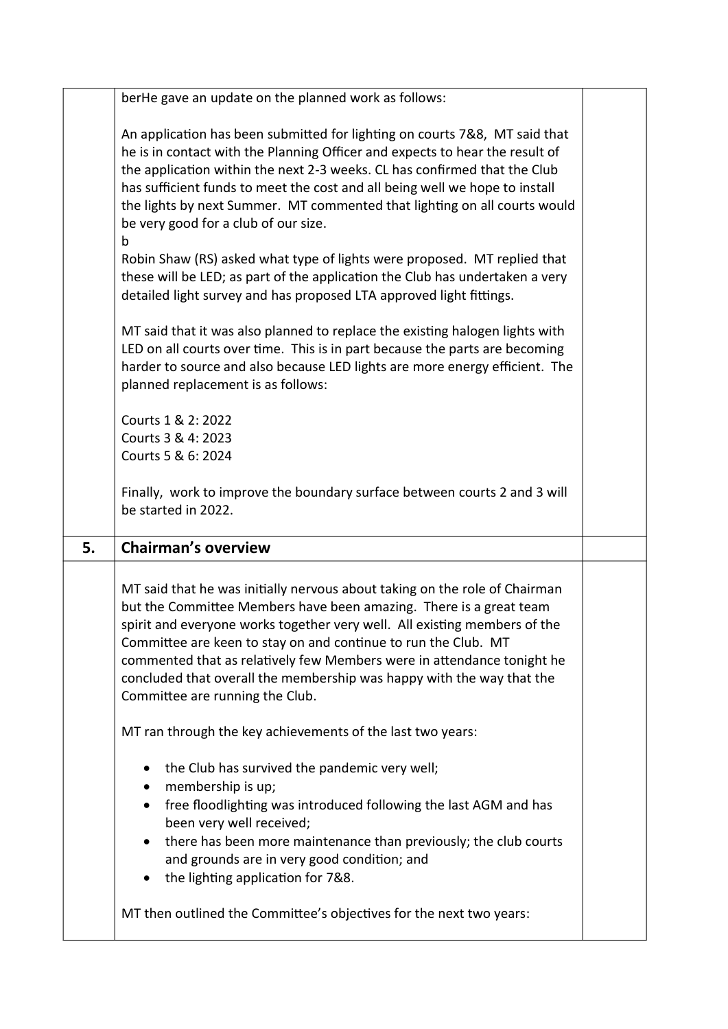berHe gave an update on the planned work as follows:

An application has been submitted for lighting on courts 7&8, MT said that he is in contact with the Planning Officer and expects to hear the result of the application within the next 2-3 weeks. CL has confirmed that the Club has sufficient funds to meet the cost and all being well we hope to install the lights by next Summer. MT commented that lighting on all courts would be very good for a club of our size.
b
Robin Shaw (RS) asked what type of lights were proposed. MT replied that these will be LED; as part of the application the Club has undertaken a very detailed light survey and has proposed LTA approved light fittings.

MT said that it was also planned to replace the existing halogen lights with LED on all courts over time. This is in part because the parts are becoming harder to source and also because LED lights are more energy efficient. The planned replacement is as follows:

Courts 1 & 2: 2022
Courts 3 & 4: 2023
Courts 5 & 6: 2024

Finally, work to improve the boundary surface between courts 2 and 3 will be started in 2022.

## 5. Chairman's overview

MT said that he was initially nervous about taking on the role of Chairman but the Committee Members have been amazing. There is a great team spirit and everyone works together very well. All existing members of the Committee are keen to stay on and continue to run the Club. MT commented that as relatively few Members were in attendance tonight he concluded that overall the membership was happy with the way that the Committee are running the Club.

MT ran through the key achievements of the last two years:

- the Club has survived the pandemic very well;
- membership is up;
- free floodlighting was introduced following the last AGM and has been very well received;
- there has been more maintenance than previously; the club courts and grounds are in very good condition; and
- the lighting application for 7&8.

MT then outlined the Committee's objectives for the next two years: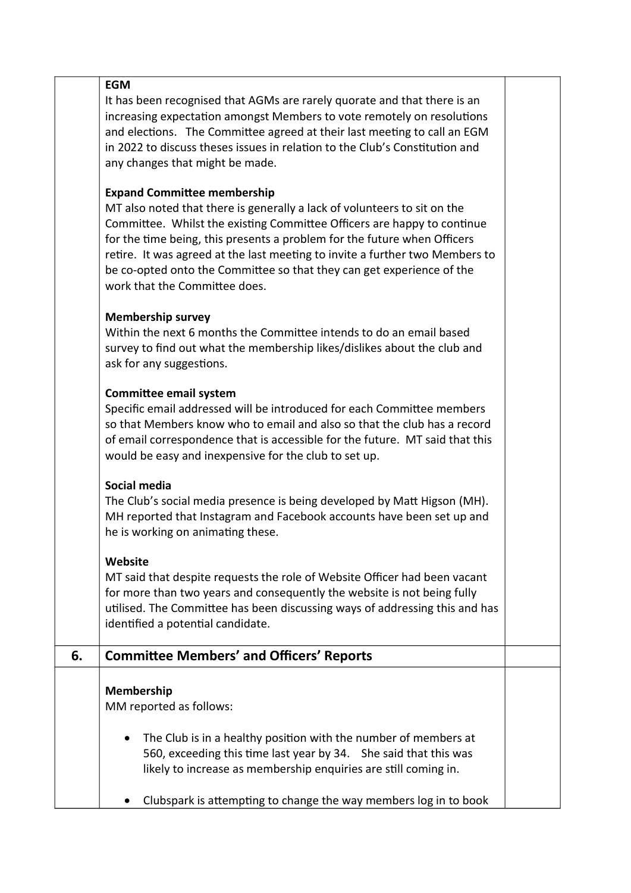**EGM**

It has been recognised that AGMs are rarely quorate and that there is an increasing expectation amongst Members to vote remotely on resolutions and elections. The Committee agreed at their last meeting to call an EGM in 2022 to discuss theses issues in relation to the Club's Constitution and any changes that might be made.

**Expand Committee membership**

MT also noted that there is generally a lack of volunteers to sit on the Committee. Whilst the existing Committee Officers are happy to continue for the time being, this presents a problem for the future when Officers retire. It was agreed at the last meeting to invite a further two Members to be co-opted onto the Committee so that they can get experience of the work that the Committee does.

**Membership survey**

Within the next 6 months the Committee intends to do an email based survey to find out what the membership likes/dislikes about the club and ask for any suggestions.

**Committee email system**

Specific email addressed will be introduced for each Committee members so that Members know who to email and also so that the club has a record of email correspondence that is accessible for the future. MT said that this would be easy and inexpensive for the club to set up.

**Social media**

The Club's social media presence is being developed by Matt Higson (MH). MH reported that Instagram and Facebook accounts have been set up and he is working on animating these.

**Website**

MT said that despite requests the role of Website Officer had been vacant for more than two years and consequently the website is not being fully utilised. The Committee has been discussing ways of addressing this and has identified a potential candidate.

## 6. Committee Members' and Officers' Reports

**Membership**

MM reported as follows:

- The Club is in a healthy position with the number of members at 560, exceeding this time last year by 34. She said that this was likely to increase as membership enquiries are still coming in.

- Clubspark is attempting to change the way members log in to book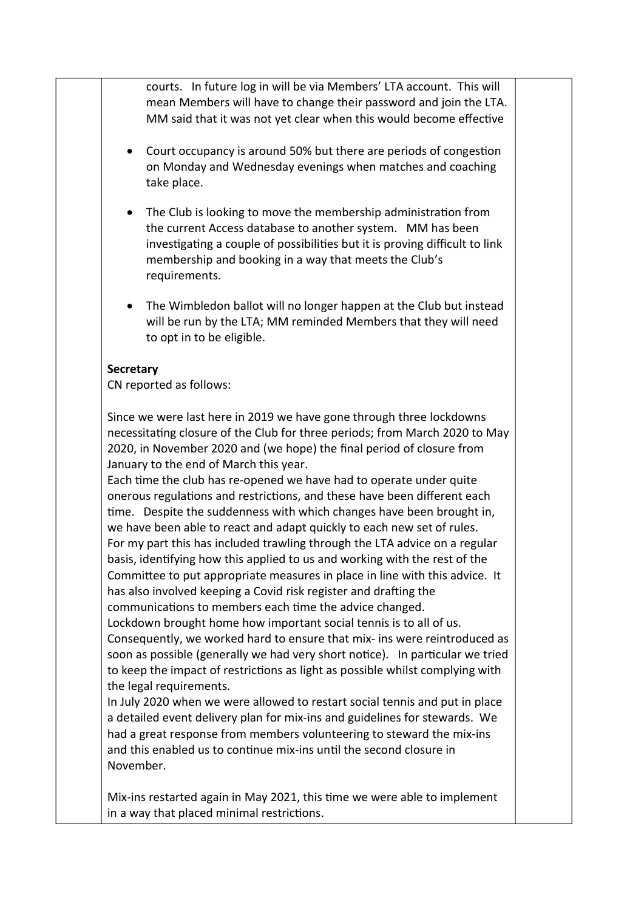courts. In future log in will be via Members' LTA account. This will mean Members will have to change their password and join the LTA. MM said that it was not yet clear when this would become effective

- Court occupancy is around 50% but there are periods of congestion on Monday and Wednesday evenings when matches and coaching take place.

- The Club is looking to move the membership administration from the current Access database to another system. MM has been investigating a couple of possibilities but it is proving difficult to link membership and booking in a way that meets the Club's requirements.

- The Wimbledon ballot will no longer happen at the Club but instead will be run by the LTA; MM reminded Members that they will need to opt in to be eligible.

**Secretary**

CN reported as follows:

Since we were last here in 2019 we have gone through three lockdowns necessitating closure of the Club for three periods; from March 2020 to May 2020, in November 2020 and (we hope) the final period of closure from January to the end of March this year.

Each time the club has re-opened we have had to operate under quite onerous regulations and restrictions, and these have been different each time. Despite the suddenness with which changes have been brought in, we have been able to react and adapt quickly to each new set of rules.

For my part this has included trawling through the LTA advice on a regular basis, identifying how this applied to us and working with the rest of the Committee to put appropriate measures in place in line with this advice. It has also involved keeping a Covid risk register and drafting the communications to members each time the advice changed.

Lockdown brought home how important social tennis is to all of us. Consequently, we worked hard to ensure that mix- ins were reintroduced as soon as possible (generally we had very short notice). In particular we tried to keep the impact of restrictions as light as possible whilst complying with the legal requirements.

In July 2020 when we were allowed to restart social tennis and put in place a detailed event delivery plan for mix-ins and guidelines for stewards. We had a great response from members volunteering to steward the mix-ins and this enabled us to continue mix-ins until the second closure in November.

Mix-ins restarted again in May 2021, this time we were able to implement in a way that placed minimal restrictions.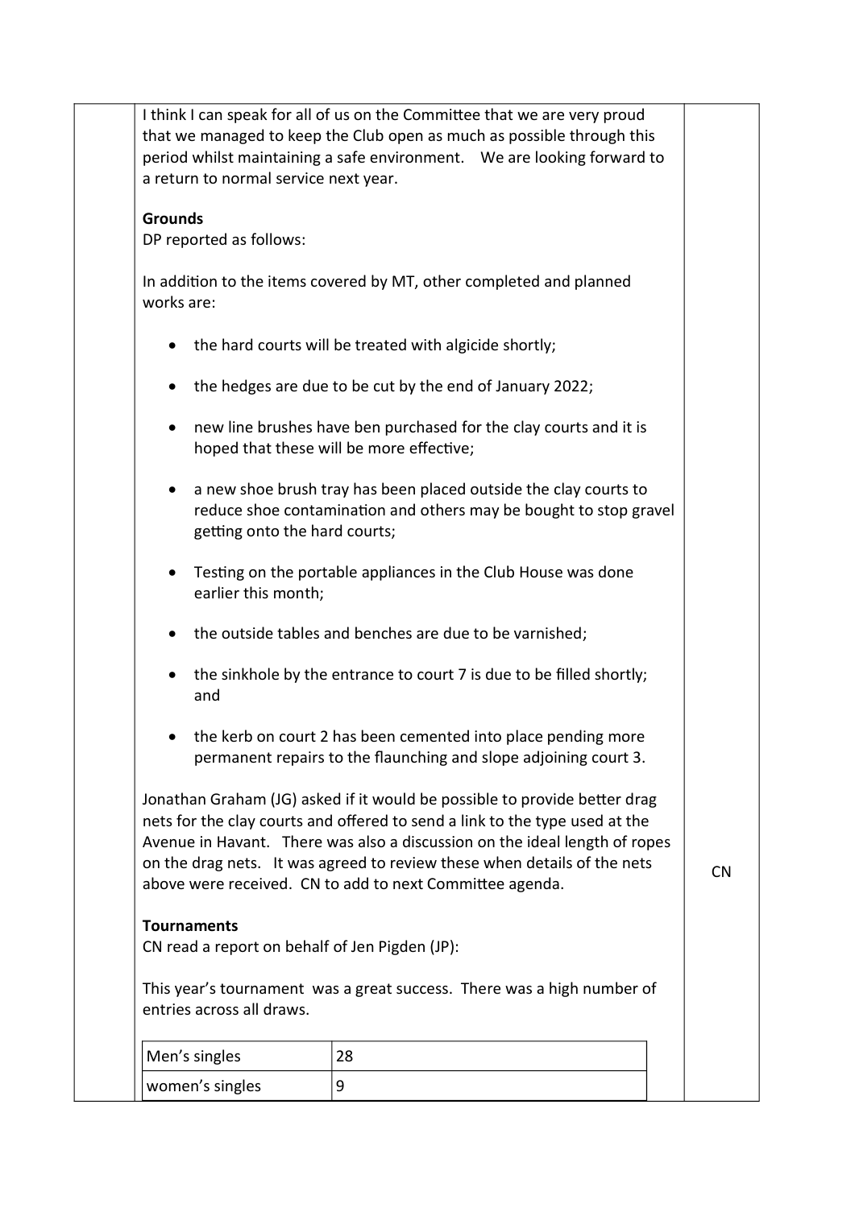I think I can speak for all of us on the Committee that we are very proud that we managed to keep the Club open as much as possible through this period whilst maintaining a safe environment. We are looking forward to a return to normal service next year.

**Grounds**

DP reported as follows:

In addition to the items covered by MT, other completed and planned works are:

- the hard courts will be treated with algicide shortly;
- the hedges are due to be cut by the end of January 2022;
- new line brushes have ben purchased for the clay courts and it is hoped that these will be more effective;
- a new shoe brush tray has been placed outside the clay courts to reduce shoe contamination and others may be bought to stop gravel getting onto the hard courts;
- Testing on the portable appliances in the Club House was done earlier this month;
- the outside tables and benches are due to be varnished;
- the sinkhole by the entrance to court 7 is due to be filled shortly; and
- the kerb on court 2 has been cemented into place pending more permanent repairs to the flaunching and slope adjoining court 3.

Jonathan Graham (JG) asked if it would be possible to provide better drag nets for the clay courts and offered to send a link to the type used at the Avenue in Havant. There was also a discussion on the ideal length of ropes on the drag nets. It was agreed to review these when details of the nets above were received. CN to add to next Committee agenda. — **CN**

**Tournaments**

CN read a report on behalf of Jen Pigden (JP):

This year's tournament was a great success. There was a high number of entries across all draws.

| Men's singles | 28 |
|---|---|
| women's singles | 9 |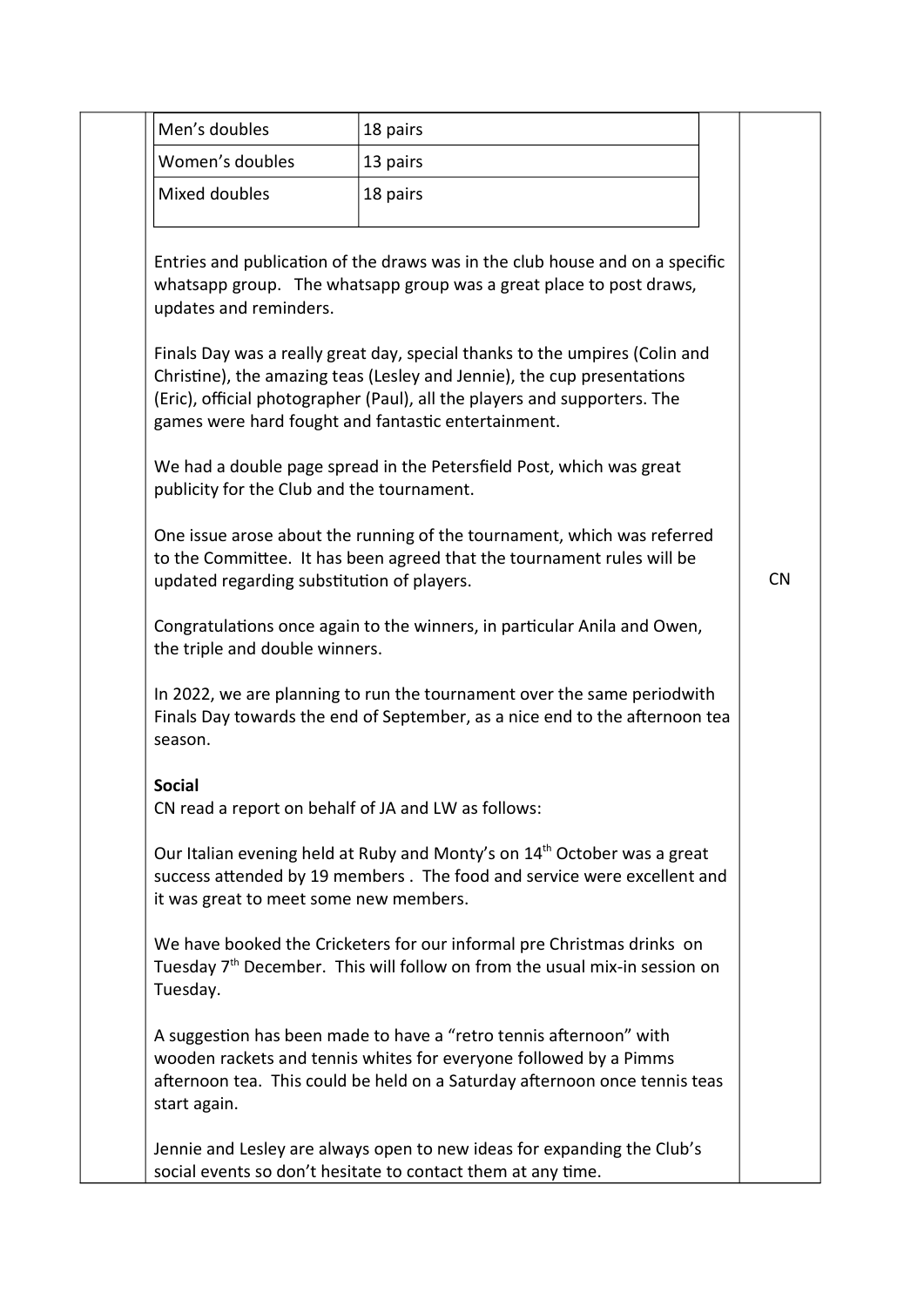| Men's doubles | 18 pairs |
| --- | --- |
| Women's doubles | 13 pairs |
| Mixed doubles | 18 pairs |

Entries and publication of the draws was in the club house and on a specific whatsapp group. The whatsapp group was a great place to post draws, updates and reminders.

Finals Day was a really great day, special thanks to the umpires (Colin and Christine), the amazing teas (Lesley and Jennie), the cup presentations (Eric), official photographer (Paul), all the players and supporters. The games were hard fought and fantastic entertainment.

We had a double page spread in the Petersfield Post, which was great publicity for the Club and the tournament.

One issue arose about the running of the tournament, which was referred to the Committee. It has been agreed that the tournament rules will be updated regarding substitution of players. CN

Congratulations once again to the winners, in particular Anila and Owen, the triple and double winners.

In 2022, we are planning to run the tournament over the same periodwith Finals Day towards the end of September, as a nice end to the afternoon tea season.

**Social**

CN read a report on behalf of JA and LW as follows:

Our Italian evening held at Ruby and Monty's on 14th October was a great success attended by 19 members . The food and service were excellent and it was great to meet some new members.

We have booked the Cricketers for our informal pre Christmas drinks on Tuesday 7th December. This will follow on from the usual mix-in session on Tuesday.

A suggestion has been made to have a "retro tennis afternoon" with wooden rackets and tennis whites for everyone followed by a Pimms afternoon tea. This could be held on a Saturday afternoon once tennis teas start again.

Jennie and Lesley are always open to new ideas for expanding the Club's social events so don't hesitate to contact them at any time.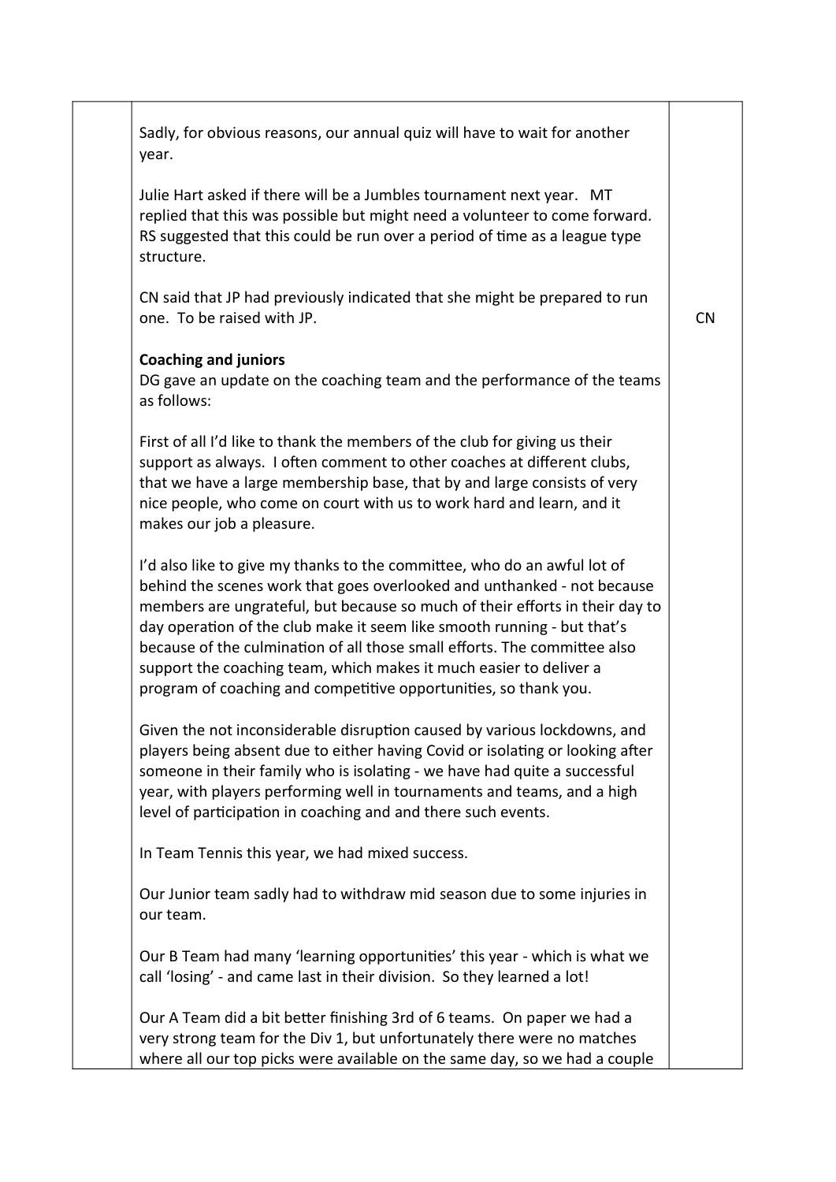| | | |
|---|---|---|
| | Sadly, for obvious reasons, our annual quiz will have to wait for another year.<br><br>Julie Hart asked if there will be a Jumbles tournament next year. MT replied that this was possible but might need a volunteer to come forward. RS suggested that this could be run over a period of time as a league type structure.<br><br>CN said that JP had previously indicated that she might be prepared to run one. To be raised with JP.<br><br>**Coaching and juniors**<br>DG gave an update on the coaching team and the performance of the teams as follows:<br><br>First of all I'd like to thank the members of the club for giving us their support as always. I often comment to other coaches at different clubs, that we have a large membership base, that by and large consists of very nice people, who come on court with us to work hard and learn, and it makes our job a pleasure.<br><br>I'd also like to give my thanks to the committee, who do an awful lot of behind the scenes work that goes overlooked and unthanked - not because members are ungrateful, but because so much of their efforts in their day to day operation of the club make it seem like smooth running - but that's because of the culmination of all those small efforts. The committee also support the coaching team, which makes it much easier to deliver a program of coaching and competitive opportunities, so thank you.<br><br>Given the not inconsiderable disruption caused by various lockdowns, and players being absent due to either having Covid or isolating or looking after someone in their family who is isolating - we have had quite a successful year, with players performing well in tournaments and teams, and a high level of participation in coaching and and there such events.<br><br>In Team Tennis this year, we had mixed success.<br><br>Our Junior team sadly had to withdraw mid season due to some injuries in our team.<br><br>Our B Team had many 'learning opportunities' this year - which is what we call 'losing' - and came last in their division. So they learned a lot!<br><br>Our A Team did a bit better finishing 3rd of 6 teams. On paper we had a very strong team for the Div 1, but unfortunately there were no matches where all our top picks were available on the same day, so we had a couple | CN |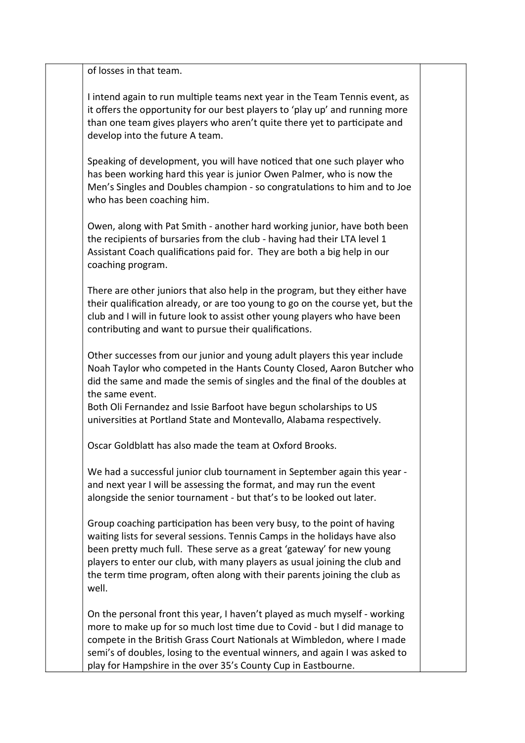of losses in that team.

I intend again to run multiple teams next year in the Team Tennis event, as it offers the opportunity for our best players to 'play up' and running more than one team gives players who aren't quite there yet to participate and develop into the future A team.

Speaking of development, you will have noticed that one such player who has been working hard this year is junior Owen Palmer, who is now the Men's Singles and Doubles champion - so congratulations to him and to Joe who has been coaching him.

Owen, along with Pat Smith - another hard working junior, have both been the recipients of bursaries from the club - having had their LTA level 1 Assistant Coach qualifications paid for. They are both a big help in our coaching program.

There are other juniors that also help in the program, but they either have their qualification already, or are too young to go on the course yet, but the club and I will in future look to assist other young players who have been contributing and want to pursue their qualifications.

Other successes from our junior and young adult players this year include Noah Taylor who competed in the Hants County Closed, Aaron Butcher who did the same and made the semis of singles and the final of the doubles at the same event.
Both Oli Fernandez and Issie Barfoot have begun scholarships to US universities at Portland State and Montevallo, Alabama respectively.

Oscar Goldblatt has also made the team at Oxford Brooks.

We had a successful junior club tournament in September again this year - and next year I will be assessing the format, and may run the event alongside the senior tournament - but that's to be looked out later.

Group coaching participation has been very busy, to the point of having waiting lists for several sessions. Tennis Camps in the holidays have also been pretty much full. These serve as a great 'gateway' for new young players to enter our club, with many players as usual joining the club and the term time program, often along with their parents joining the club as well.

On the personal front this year, I haven't played as much myself - working more to make up for so much lost time due to Covid - but I did manage to compete in the British Grass Court Nationals at Wimbledon, where I made semi's of doubles, losing to the eventual winners, and again I was asked to play for Hampshire in the over 35's County Cup in Eastbourne.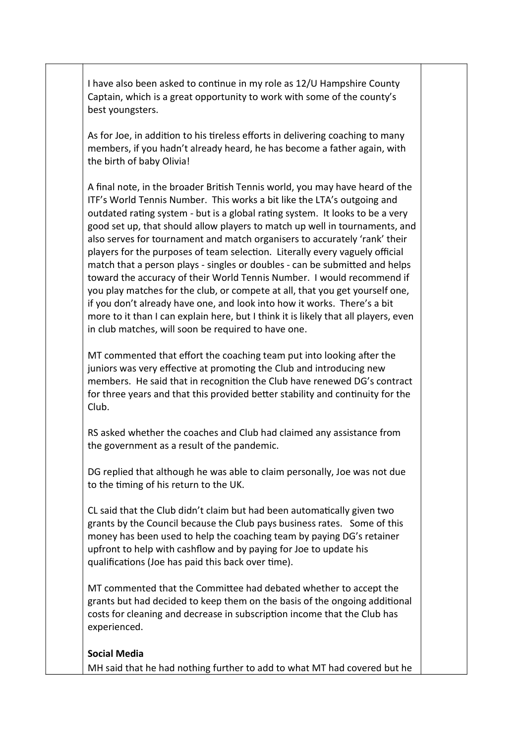I have also been asked to continue in my role as 12/U Hampshire County Captain, which is a great opportunity to work with some of the county's best youngsters.

As for Joe, in addition to his tireless efforts in delivering coaching to many members, if you hadn't already heard, he has become a father again, with the birth of baby Olivia!

A final note, in the broader British Tennis world, you may have heard of the ITF's World Tennis Number. This works a bit like the LTA's outgoing and outdated rating system - but is a global rating system. It looks to be a very good set up, that should allow players to match up well in tournaments, and also serves for tournament and match organisers to accurately 'rank' their players for the purposes of team selection. Literally every vaguely official match that a person plays - singles or doubles - can be submitted and helps toward the accuracy of their World Tennis Number. I would recommend if you play matches for the club, or compete at all, that you get yourself one, if you don't already have one, and look into how it works. There's a bit more to it than I can explain here, but I think it is likely that all players, even in club matches, will soon be required to have one.

MT commented that effort the coaching team put into looking after the juniors was very effective at promoting the Club and introducing new members. He said that in recognition the Club have renewed DG's contract for three years and that this provided better stability and continuity for the Club.

RS asked whether the coaches and Club had claimed any assistance from the government as a result of the pandemic.

DG replied that although he was able to claim personally, Joe was not due to the timing of his return to the UK.

CL said that the Club didn't claim but had been automatically given two grants by the Council because the Club pays business rates. Some of this money has been used to help the coaching team by paying DG's retainer upfront to help with cashflow and by paying for Joe to update his qualifications (Joe has paid this back over time).

MT commented that the Committee had debated whether to accept the grants but had decided to keep them on the basis of the ongoing additional costs for cleaning and decrease in subscription income that the Club has experienced.

**Social Media**

MH said that he had nothing further to add to what MT had covered but he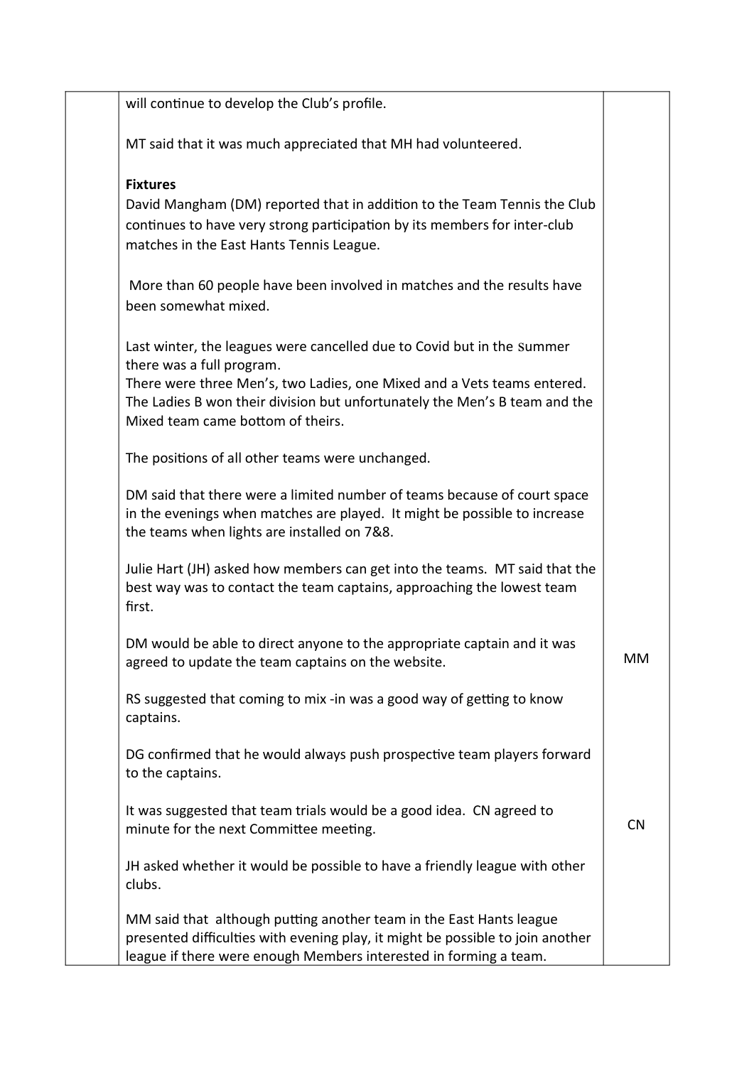| | | |
|---|---|---|
| | will continue to develop the Club's profile.<br><br>MT said that it was much appreciated that MH had volunteered.<br><br>**Fixtures**<br>David Mangham (DM) reported that in addition to the Team Tennis the Club continues to have very strong participation by its members for inter-club matches in the East Hants Tennis League.<br><br>More than 60 people have been involved in matches and the results have been somewhat mixed.<br><br>Last winter, the leagues were cancelled due to Covid but in the summer there was a full program.<br>There were three Men's, two Ladies, one Mixed and a Vets teams entered. The Ladies B won their division but unfortunately the Men's B team and the Mixed team came bottom of theirs.<br><br>The positions of all other teams were unchanged.<br><br>DM said that there were a limited number of teams because of court space in the evenings when matches are played. It might be possible to increase the teams when lights are installed on 7&8.<br><br>Julie Hart (JH) asked how members can get into the teams. MT said that the best way was to contact the team captains, approaching the lowest team first.<br><br>DM would be able to direct anyone to the appropriate captain and it was agreed to update the team captains on the website. | <br><br><br><br><br><br><br><br><br><br><br><br><br><br><br><br><br><br><br><br><br><br><br><br><br><br><br>MM |
| | RS suggested that coming to mix -in was a good way of getting to know captains.<br><br>DG confirmed that he would always push prospective team players forward to the captains.<br><br>It was suggested that team trials would be a good idea. CN agreed to minute for the next Committee meeting. | <br><br><br><br><br><br>CN |
| | JH asked whether it would be possible to have a friendly league with other clubs.<br><br>MM said that although putting another team in the East Hants league presented difficulties with evening play, it might be possible to join another league if there were enough Members interested in forming a team. | |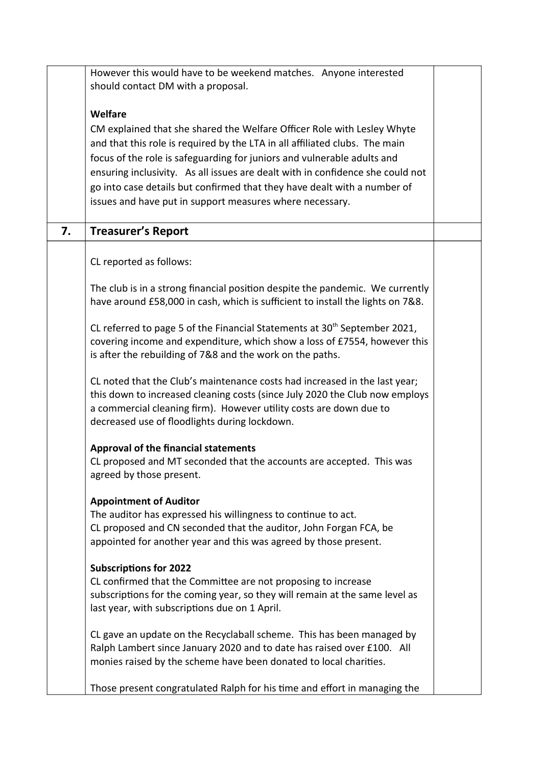However this would have to be weekend matches. Anyone interested should contact DM with a proposal.

**Welfare**

CM explained that she shared the Welfare Officer Role with Lesley Whyte and that this role is required by the LTA in all affiliated clubs. The main focus of the role is safeguarding for juniors and vulnerable adults and ensuring inclusivity. As all issues are dealt with in confidence she could not go into case details but confirmed that they have dealt with a number of issues and have put in support measures where necessary.

## 7. Treasurer's Report

CL reported as follows:

The club is in a strong financial position despite the pandemic. We currently have around £58,000 in cash, which is sufficient to install the lights on 7&8.

CL referred to page 5 of the Financial Statements at 30th September 2021, covering income and expenditure, which show a loss of £7554, however this is after the rebuilding of 7&8 and the work on the paths.

CL noted that the Club's maintenance costs had increased in the last year; this down to increased cleaning costs (since July 2020 the Club now employs a commercial cleaning firm). However utility costs are down due to decreased use of floodlights during lockdown.

**Approval of the financial statements**

CL proposed and MT seconded that the accounts are accepted. This was agreed by those present.

**Appointment of Auditor**

The auditor has expressed his willingness to continue to act.
CL proposed and CN seconded that the auditor, John Forgan FCA, be appointed for another year and this was agreed by those present.

**Subscriptions for 2022**

CL confirmed that the Committee are not proposing to increase subscriptions for the coming year, so they will remain at the same level as last year, with subscriptions due on 1 April.

CL gave an update on the Recyclaball scheme. This has been managed by Ralph Lambert since January 2020 and to date has raised over £100. All monies raised by the scheme have been donated to local charities.

Those present congratulated Ralph for his time and effort in managing the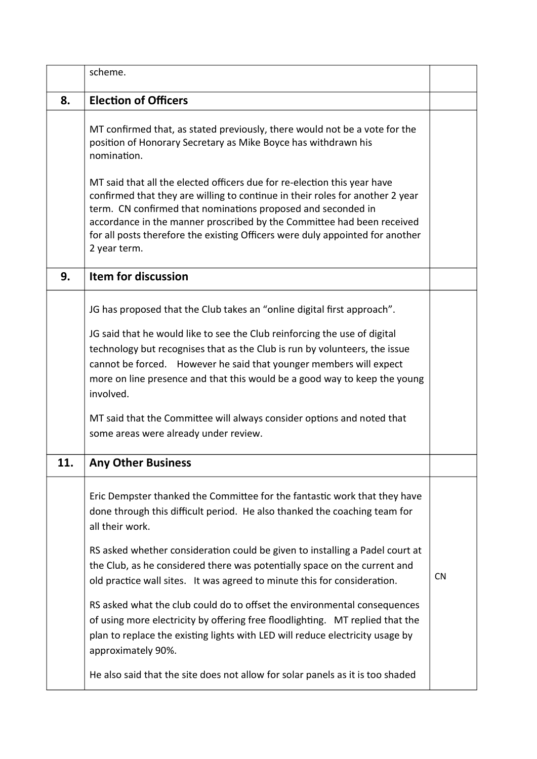| | | |
|---|---|---|
| | scheme. | |
| **8.** | **Election of Officers** | |
| | MT confirmed that, as stated previously, there would not be a vote for the position of Honorary Secretary as Mike Boyce has withdrawn his nomination.<br><br>MT said that all the elected officers due for re-election this year have confirmed that they are willing to continue in their roles for another 2 year term. CN confirmed that nominations proposed and seconded in accordance in the manner proscribed by the Committee had been received for all posts therefore the existing Officers were duly appointed for another 2 year term. | |
| **9.** | **Item for discussion** | |
| | JG has proposed that the Club takes an "online digital first approach".<br><br>JG said that he would like to see the Club reinforcing the use of digital technology but recognises that as the Club is run by volunteers, the issue cannot be forced. However he said that younger members will expect more on line presence and that this would be a good way to keep the young involved.<br><br>MT said that the Committee will always consider options and noted that some areas were already under review. | |
| **11.** | **Any Other Business** | |
| | Eric Dempster thanked the Committee for the fantastic work that they have done through this difficult period. He also thanked the coaching team for all their work.<br><br>RS asked whether consideration could be given to installing a Padel court at the Club, as he considered there was potentially space on the current and old practice wall sites. It was agreed to minute this for consideration.<br><br>RS asked what the club could do to offset the environmental consequences of using more electricity by offering free floodlighting. MT replied that the plan to replace the existing lights with LED will reduce electricity usage by approximately 90%.<br><br>He also said that the site does not allow for solar panels as it is too shaded | CN |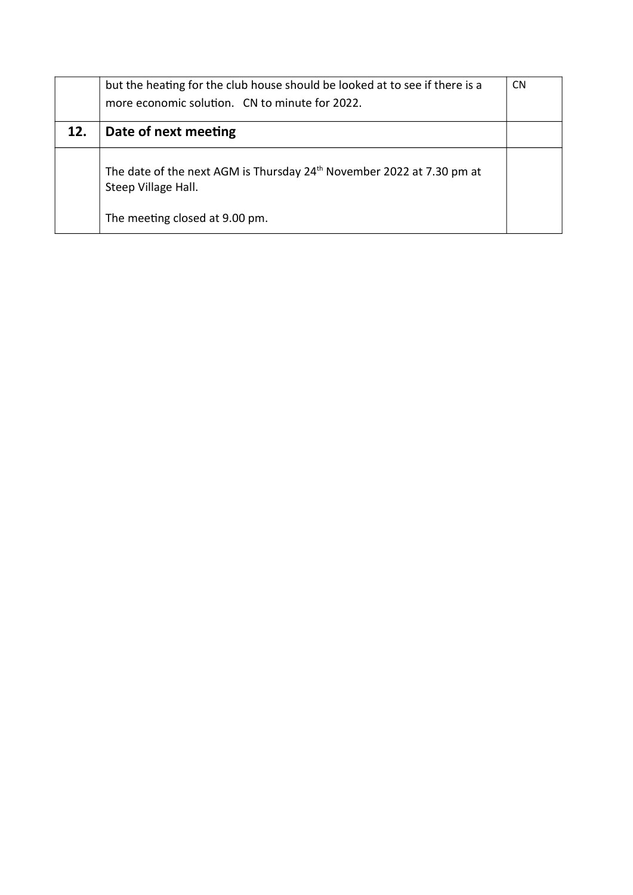| | | |
|---|---|---|
| | but the heating for the club house should be looked at to see if there is a more economic solution. CN to minute for 2022. | CN |
| **12.** | **Date of next meeting** | |
| | The date of the next AGM is Thursday 24th November 2022 at 7.30 pm at Steep Village Hall.<br><br>The meeting closed at 9.00 pm. | |